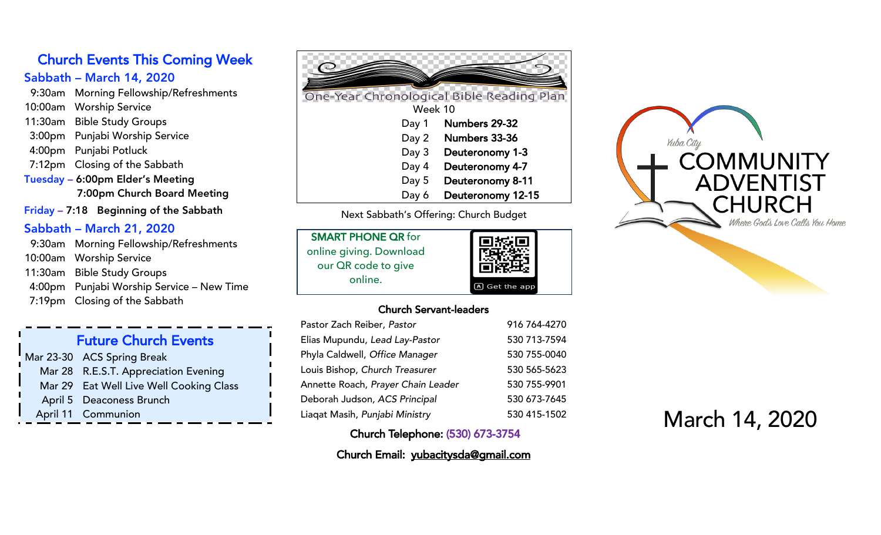## Church Events This Coming Week

### Sabbath – March 14, 2020

| | |
|---|---|
| 9:30am | Morning Fellowship/Refreshments |
| 10:00am | Worship Service |
| 11:30am | Bible Study Groups |
| 3:00pm | Punjabi Worship Service |
| 4:00pm | Punjabi Potluck |
| 7:12pm | Closing of the Sabbath |

**Tuesday** – 6:00pm Elder's Meeting
7:00pm Church Board Meeting

**Friday** – 7:18 Beginning of the Sabbath

### Sabbath – March 21, 2020

| | |
|---|---|
| 9:30am | Morning Fellowship/Refreshments |
| 10:00am | Worship Service |
| 11:30am | Bible Study Groups |
| 4:00pm | Punjabi Worship Service – New Time |
| 7:19pm | Closing of the Sabbath |

## Future Church Events

| | |
|---|---|
| Mar 23-30 | ACS Spring Break |
| Mar 28 | R.E.S.T. Appreciation Evening |
| Mar 29 | Eat Well Live Well Cooking Class |
| April 5 | Deaconess Brunch |
| April 11 | Communion |

## One-Year Chronological Bible Reading Plan

Week 10

| | |
|---|---|
| Day 1 | **Numbers 29-32** |
| Day 2 | **Numbers 33-36** |
| Day 3 | **Deuteronomy 1-3** |
| Day 4 | **Deuteronomy 4-7** |
| Day 5 | **Deuteronomy 8-11** |
| Day 6 | **Deuteronomy 12-15** |

Next Sabbath's Offering: Church Budget

**SMART PHONE QR** for online giving. Download our QR code to give online.

Get the app

### Church Servant-leaders

| | |
|---|---|
| Pastor Zach Reiber, *Pastor* | 916 764-4270 |
| Elias Mupundu, *Lead Lay-Pastor* | 530 713-7594 |
| Phyla Caldwell, *Office Manager* | 530 755-0040 |
| Louis Bishop, *Church Treasurer* | 530 565-5623 |
| Annette Roach, *Prayer Chain Leader* | 530 755-9901 |
| Deborah Judson, *ACS Principal* | 530 673-7645 |
| Liaqat Masih, *Punjabi Ministry* | 530 415-1502 |

Church Telephone: (530) 673-3754

Church Email: yubacitysda@gmail.com

Yuba City

# COMMUNITY ADVENTIST CHURCH

*Where God's Love Calls You Home*

March 14, 2020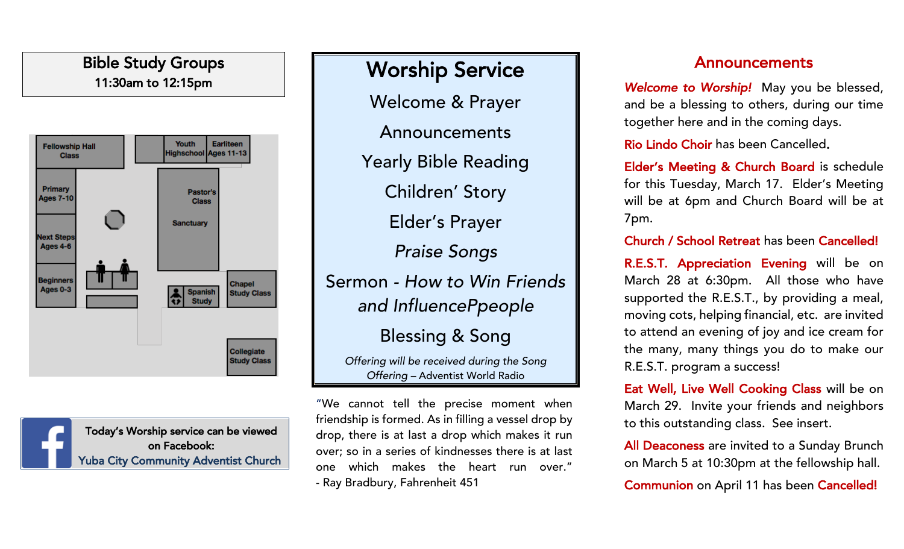## Bible Study Groups

11:30am to 12:15pm

Fellowship Hall Class

Youth Highschool

Earliteen Ages 11-13

Primary Ages 7-10

Pastor's Class

Sanctuary

Next Steps Ages 4-6

Beginners Ages 0-3

Spanish Study

Chapel Study Class

Collegiate Study Class

Today's Worship service can be viewed on Facebook:
Yuba City Community Adventist Church

## Worship Service

Welcome & Prayer

Announcements

Yearly Bible Reading

Children' Story

Elder's Prayer

*Praise Songs*

Sermon - *How to Win Friends and InfluencePpeople*

Blessing & Song

*Offering will be received during the Song*
*Offering* – Adventist World Radio

"We cannot tell the precise moment when friendship is formed. As in filling a vessel drop by drop, there is at last a drop which makes it run over; so in a series of kindnesses there is at last one which makes the heart run over." - Ray Bradbury, Fahrenheit 451

## Announcements

***Welcome to Worship!*** May you be blessed, and be a blessing to others, during our time together here and in the coming days.

**Rio Lindo Choir** has been Cancelled.

**Elder's Meeting & Church Board** is schedule for this Tuesday, March 17. Elder's Meeting will be at 6pm and Church Board will be at 7pm.

**Church / School Retreat** has been **Cancelled!**

**R.E.S.T. Appreciation Evening** will be on March 28 at 6:30pm. All those who have supported the R.E.S.T., by providing a meal, moving cots, helping financial, etc. are invited to attend an evening of joy and ice cream for the many, many things you do to make our R.E.S.T. program a success!

**Eat Well, Live Well Cooking Class** will be on March 29. Invite your friends and neighbors to this outstanding class. See insert.

**All Deaconess** are invited to a Sunday Brunch on March 5 at 10:30pm at the fellowship hall.

**Communion** on April 11 has been **Cancelled!**